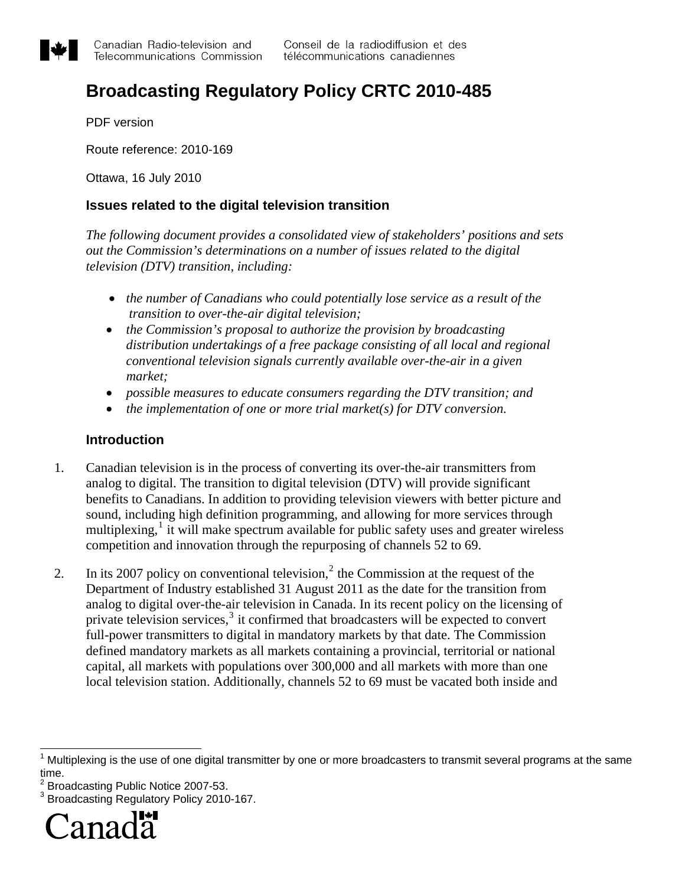Canadian Radio-television and Telecommunications Commission

Conseil de la radiodiffusion et des télécommunications canadiennes

# Broadcasting Regulatory Policy CRTC 2010-485

PDF version

Route reference: 2010-169

Ottawa, 16 July 2010

## Issues related to the digital television transition

*The following document provides a consolidated view of stakeholders' positions and sets out the Commission's determinations on a number of issues related to the digital television (DTV) transition, including:*

- *the number of Canadians who could potentially lose service as a result of the transition to over-the-air digital television;*
- *the Commission's proposal to authorize the provision by broadcasting distribution undertakings of a free package consisting of all local and regional conventional television signals currently available over-the-air in a given market;*
- *possible measures to educate consumers regarding the DTV transition; and*
- *the implementation of one or more trial market(s) for DTV conversion.*

## Introduction

1. Canadian television is in the process of converting its over-the-air transmitters from analog to digital. The transition to digital television (DTV) will provide significant benefits to Canadians. In addition to providing television viewers with better picture and sound, including high definition programming, and allowing for more services through multiplexing,[1] it will make spectrum available for public safety uses and greater wireless competition and innovation through the repurposing of channels 52 to 69.

2. In its 2007 policy on conventional television,[2] the Commission at the request of the Department of Industry established 31 August 2011 as the date for the transition from analog to digital over-the-air television in Canada. In its recent policy on the licensing of private television services,[3] it confirmed that broadcasters will be expected to convert full-power transmitters to digital in mandatory markets by that date. The Commission defined mandatory markets as all markets containing a provincial, territorial or national capital, all markets with populations over 300,000 and all markets with more than one local television station. Additionally, channels 52 to 69 must be vacated both inside and

[1] Multiplexing is the use of one digital transmitter by one or more broadcasters to transmit several programs at the same time.

[2] Broadcasting Public Notice 2007-53.

[3] Broadcasting Regulatory Policy 2010-167.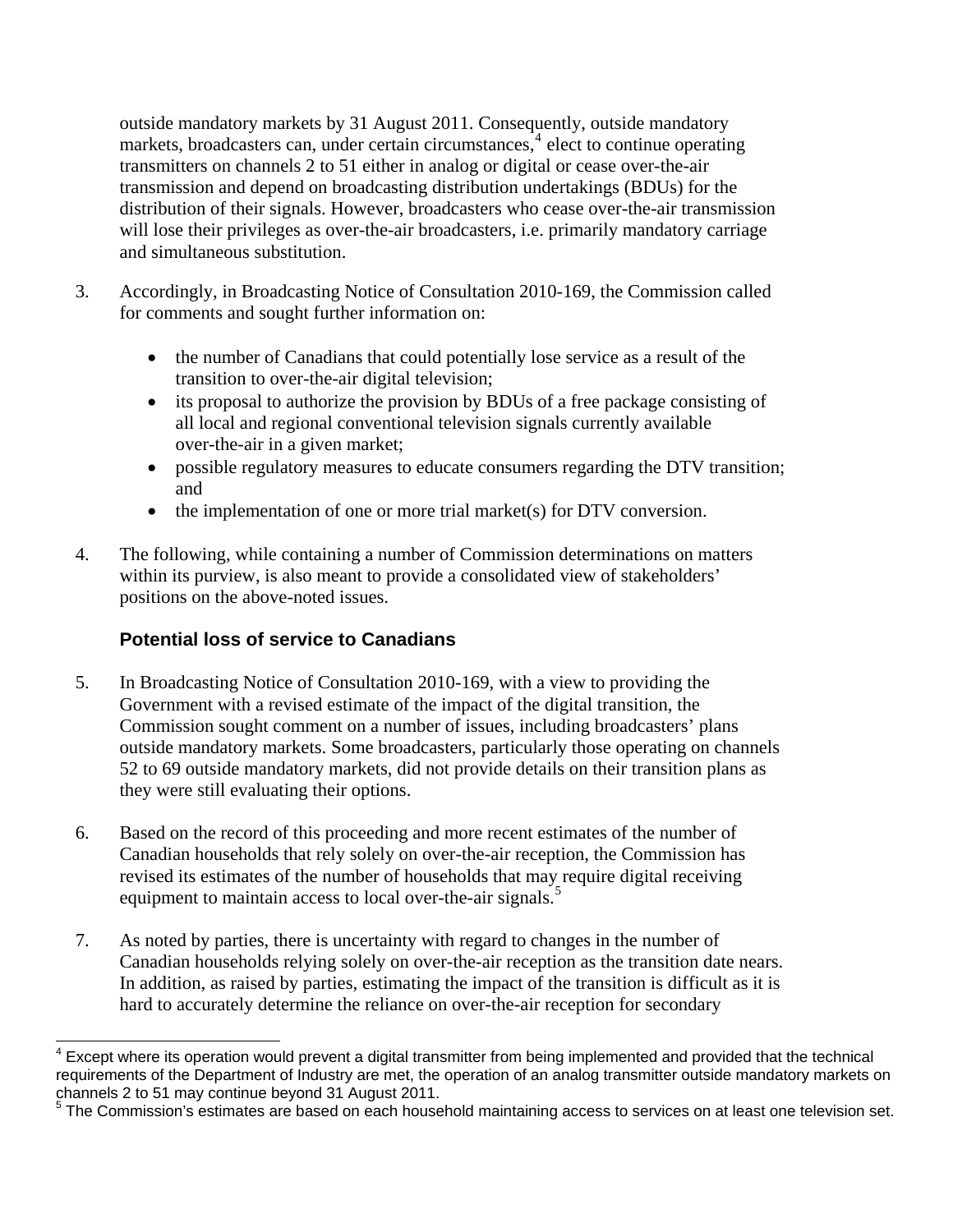outside mandatory markets by 31 August 2011. Consequently, outside mandatory markets, broadcasters can, under certain circumstances,[4] elect to continue operating transmitters on channels 2 to 51 either in analog or digital or cease over-the-air transmission and depend on broadcasting distribution undertakings (BDUs) for the distribution of their signals. However, broadcasters who cease over-the-air transmission will lose their privileges as over-the-air broadcasters, i.e. primarily mandatory carriage and simultaneous substitution.

3. Accordingly, in Broadcasting Notice of Consultation 2010-169, the Commission called for comments and sought further information on:

   - the number of Canadians that could potentially lose service as a result of the transition to over-the-air digital television;
   - its proposal to authorize the provision by BDUs of a free package consisting of all local and regional conventional television signals currently available over-the-air in a given market;
   - possible regulatory measures to educate consumers regarding the DTV transition; and
   - the implementation of one or more trial market(s) for DTV conversion.

4. The following, while containing a number of Commission determinations on matters within its purview, is also meant to provide a consolidated view of stakeholders' positions on the above-noted issues.

### Potential loss of service to Canadians

5. In Broadcasting Notice of Consultation 2010-169, with a view to providing the Government with a revised estimate of the impact of the digital transition, the Commission sought comment on a number of issues, including broadcasters' plans outside mandatory markets. Some broadcasters, particularly those operating on channels 52 to 69 outside mandatory markets, did not provide details on their transition plans as they were still evaluating their options.

6. Based on the record of this proceeding and more recent estimates of the number of Canadian households that rely solely on over-the-air reception, the Commission has revised its estimates of the number of households that may require digital receiving equipment to maintain access to local over-the-air signals.[5]

7. As noted by parties, there is uncertainty with regard to changes in the number of Canadian households relying solely on over-the-air reception as the transition date nears. In addition, as raised by parties, estimating the impact of the transition is difficult as it is hard to accurately determine the reliance on over-the-air reception for secondary

---

[4] Except where its operation would prevent a digital transmitter from being implemented and provided that the technical requirements of the Department of Industry are met, the operation of an analog transmitter outside mandatory markets on channels 2 to 51 may continue beyond 31 August 2011.

[5] The Commission's estimates are based on each household maintaining access to services on at least one television set.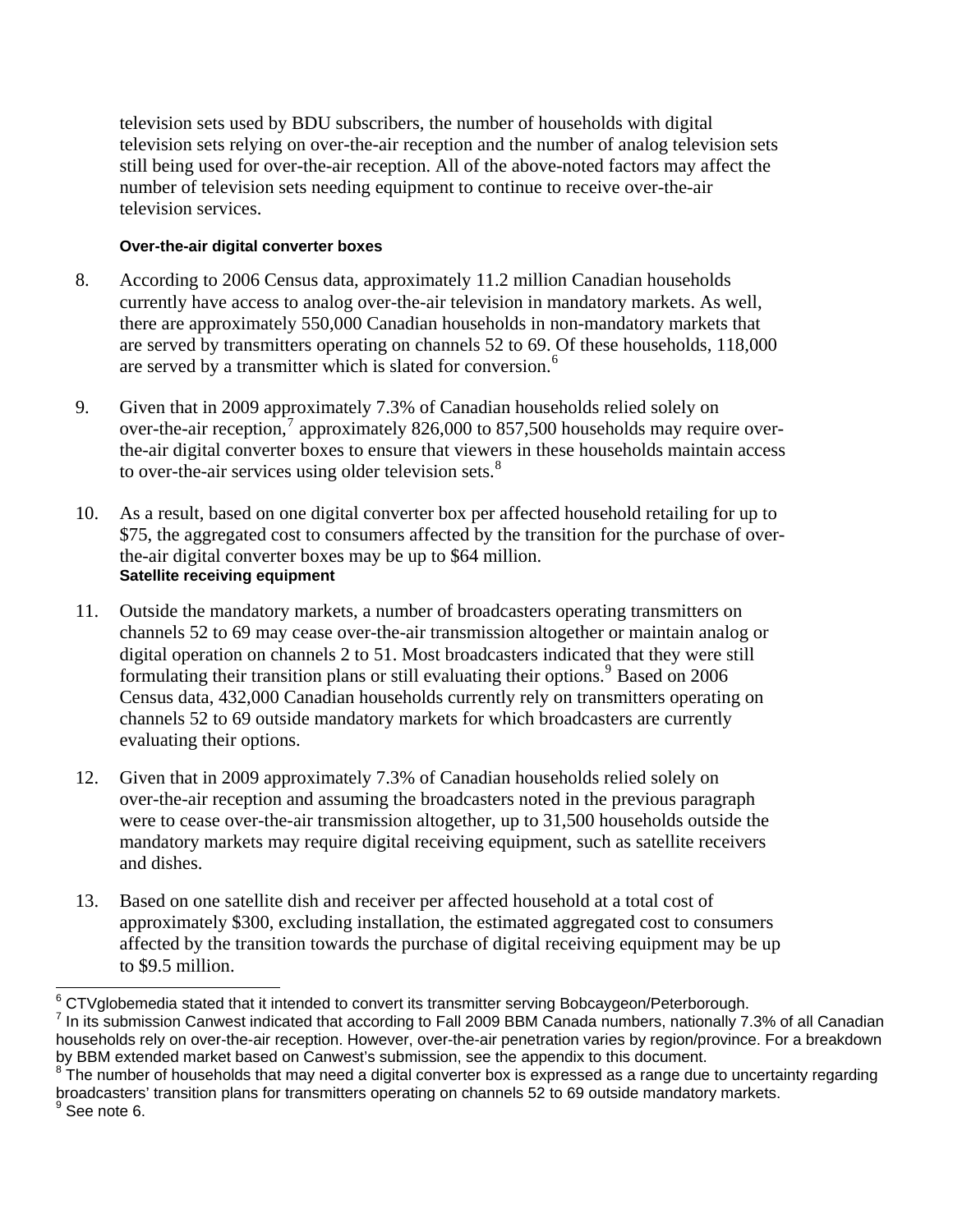television sets used by BDU subscribers, the number of households with digital television sets relying on over-the-air reception and the number of analog television sets still being used for over-the-air reception. All of the above-noted factors may affect the number of television sets needing equipment to continue to receive over-the-air television services.

#### Over-the-air digital converter boxes

8. According to 2006 Census data, approximately 11.2 million Canadian households currently have access to analog over-the-air television in mandatory markets. As well, there are approximately 550,000 Canadian households in non-mandatory markets that are served by transmitters operating on channels 52 to 69. Of these households, 118,000 are served by a transmitter which is slated for conversion.[6]

9. Given that in 2009 approximately 7.3% of Canadian households relied solely on over-the-air reception,[7] approximately 826,000 to 857,500 households may require over-the-air digital converter boxes to ensure that viewers in these households maintain access to over-the-air services using older television sets.[8]

10. As a result, based on one digital converter box per affected household retailing for up to $75, the aggregated cost to consumers affected by the transition for the purchase of over-the-air digital converter boxes may be up to $64 million.

#### Satellite receiving equipment

11. Outside the mandatory markets, a number of broadcasters operating transmitters on channels 52 to 69 may cease over-the-air transmission altogether or maintain analog or digital operation on channels 2 to 51. Most broadcasters indicated that they were still formulating their transition plans or still evaluating their options.[9] Based on 2006 Census data, 432,000 Canadian households currently rely on transmitters operating on channels 52 to 69 outside mandatory markets for which broadcasters are currently evaluating their options.

12. Given that in 2009 approximately 7.3% of Canadian households relied solely on over-the-air reception and assuming the broadcasters noted in the previous paragraph were to cease over-the-air transmission altogether, up to 31,500 households outside the mandatory markets may require digital receiving equipment, such as satellite receivers and dishes.

13. Based on one satellite dish and receiver per affected household at a total cost of approximately $300, excluding installation, the estimated aggregated cost to consumers affected by the transition towards the purchase of digital receiving equipment may be up to $9.5 million.

---

[6] CTVglobemedia stated that it intended to convert its transmitter serving Bobcaygeon/Peterborough.

[7] In its submission Canwest indicated that according to Fall 2009 BBM Canada numbers, nationally 7.3% of all Canadian households rely on over-the-air reception. However, over-the-air penetration varies by region/province. For a breakdown by BBM extended market based on Canwest's submission, see the appendix to this document.

[8] The number of households that may need a digital converter box is expressed as a range due to uncertainty regarding broadcasters' transition plans for transmitters operating on channels 52 to 69 outside mandatory markets.

[9] See note 6.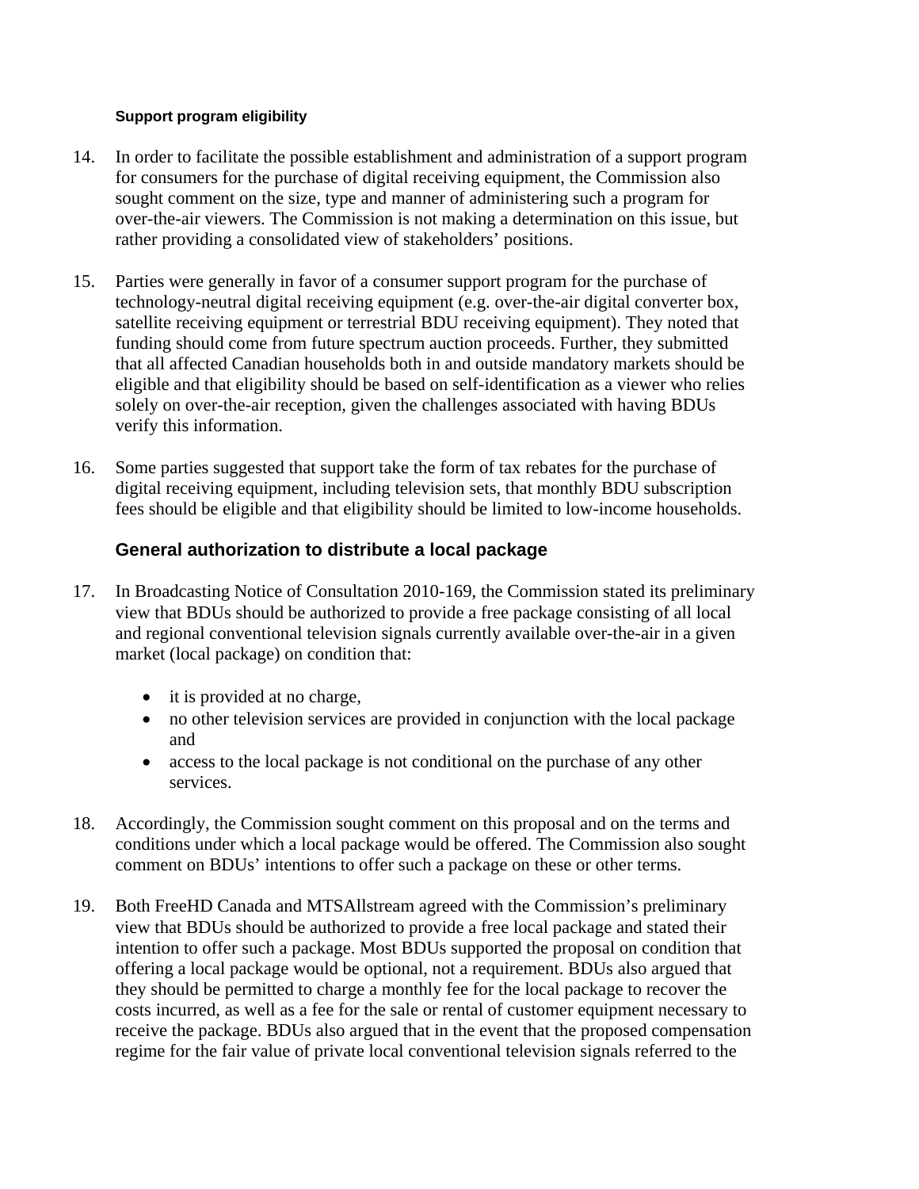#### Support program eligibility

14. In order to facilitate the possible establishment and administration of a support program for consumers for the purchase of digital receiving equipment, the Commission also sought comment on the size, type and manner of administering such a program for over-the-air viewers. The Commission is not making a determination on this issue, but rather providing a consolidated view of stakeholders' positions.

15. Parties were generally in favor of a consumer support program for the purchase of technology-neutral digital receiving equipment (e.g. over-the-air digital converter box, satellite receiving equipment or terrestrial BDU receiving equipment). They noted that funding should come from future spectrum auction proceeds. Further, they submitted that all affected Canadian households both in and outside mandatory markets should be eligible and that eligibility should be based on self-identification as a viewer who relies solely on over-the-air reception, given the challenges associated with having BDUs verify this information.

16. Some parties suggested that support take the form of tax rebates for the purchase of digital receiving equipment, including television sets, that monthly BDU subscription fees should be eligible and that eligibility should be limited to low-income households.

### General authorization to distribute a local package

17. In Broadcasting Notice of Consultation 2010-169, the Commission stated its preliminary view that BDUs should be authorized to provide a free package consisting of all local and regional conventional television signals currently available over-the-air in a given market (local package) on condition that:

    - it is provided at no charge,
    - no other television services are provided in conjunction with the local package and
    - access to the local package is not conditional on the purchase of any other services.

18. Accordingly, the Commission sought comment on this proposal and on the terms and conditions under which a local package would be offered. The Commission also sought comment on BDUs' intentions to offer such a package on these or other terms.

19. Both FreeHD Canada and MTSAllstream agreed with the Commission's preliminary view that BDUs should be authorized to provide a free local package and stated their intention to offer such a package. Most BDUs supported the proposal on condition that offering a local package would be optional, not a requirement. BDUs also argued that they should be permitted to charge a monthly fee for the local package to recover the costs incurred, as well as a fee for the sale or rental of customer equipment necessary to receive the package. BDUs also argued that in the event that the proposed compensation regime for the fair value of private local conventional television signals referred to the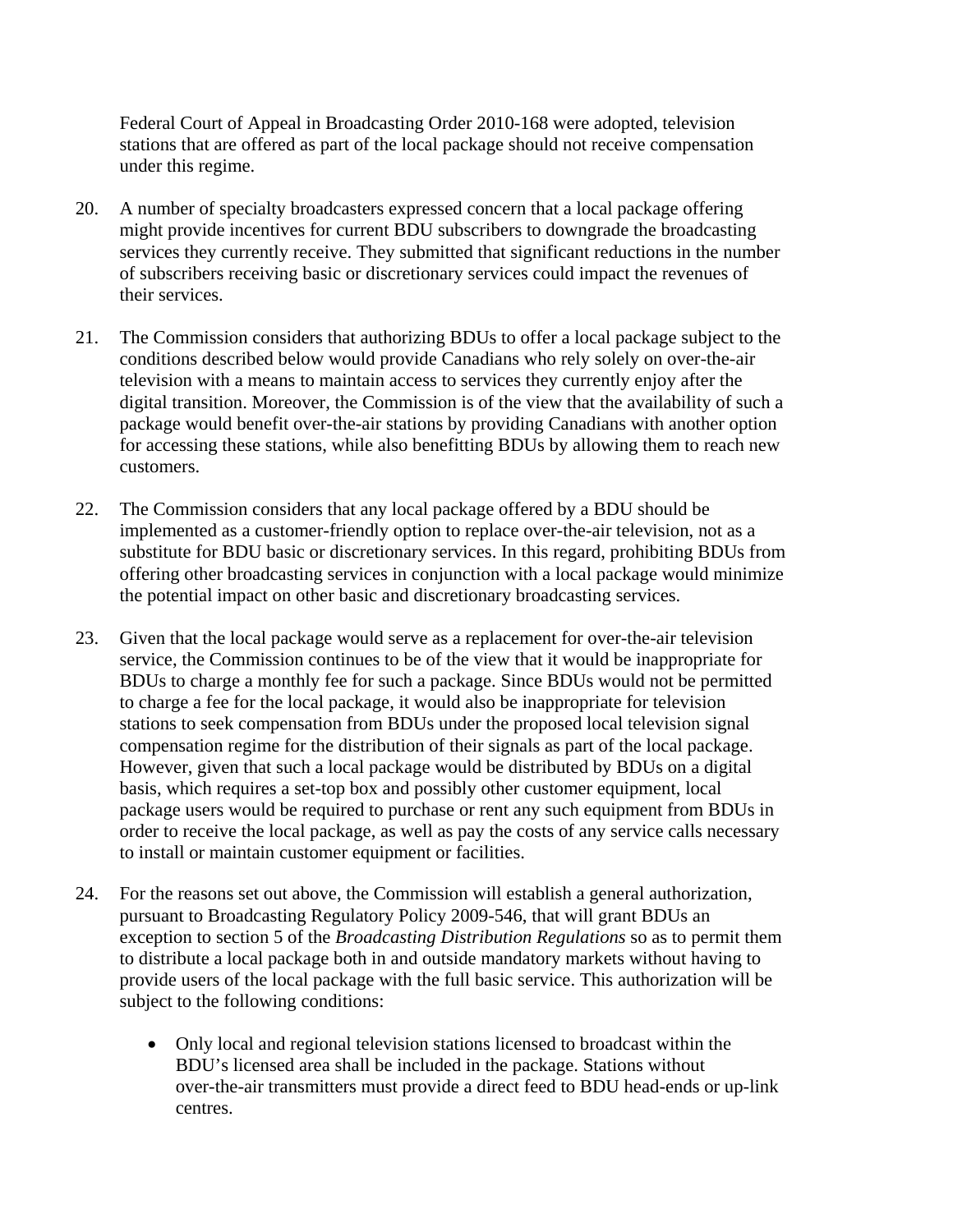Federal Court of Appeal in Broadcasting Order 2010-168 were adopted, television stations that are offered as part of the local package should not receive compensation under this regime.

20. A number of specialty broadcasters expressed concern that a local package offering might provide incentives for current BDU subscribers to downgrade the broadcasting services they currently receive. They submitted that significant reductions in the number of subscribers receiving basic or discretionary services could impact the revenues of their services.

21. The Commission considers that authorizing BDUs to offer a local package subject to the conditions described below would provide Canadians who rely solely on over-the-air television with a means to maintain access to services they currently enjoy after the digital transition. Moreover, the Commission is of the view that the availability of such a package would benefit over-the-air stations by providing Canadians with another option for accessing these stations, while also benefitting BDUs by allowing them to reach new customers.

22. The Commission considers that any local package offered by a BDU should be implemented as a customer-friendly option to replace over-the-air television, not as a substitute for BDU basic or discretionary services. In this regard, prohibiting BDUs from offering other broadcasting services in conjunction with a local package would minimize the potential impact on other basic and discretionary broadcasting services.

23. Given that the local package would serve as a replacement for over-the-air television service, the Commission continues to be of the view that it would be inappropriate for BDUs to charge a monthly fee for such a package. Since BDUs would not be permitted to charge a fee for the local package, it would also be inappropriate for television stations to seek compensation from BDUs under the proposed local television signal compensation regime for the distribution of their signals as part of the local package. However, given that such a local package would be distributed by BDUs on a digital basis, which requires a set-top box and possibly other customer equipment, local package users would be required to purchase or rent any such equipment from BDUs in order to receive the local package, as well as pay the costs of any service calls necessary to install or maintain customer equipment or facilities.

24. For the reasons set out above, the Commission will establish a general authorization, pursuant to Broadcasting Regulatory Policy 2009-546, that will grant BDUs an exception to section 5 of the *Broadcasting Distribution Regulations* so as to permit them to distribute a local package both in and outside mandatory markets without having to provide users of the local package with the full basic service. This authorization will be subject to the following conditions:

    - Only local and regional television stations licensed to broadcast within the BDU's licensed area shall be included in the package. Stations without over-the-air transmitters must provide a direct feed to BDU head-ends or up-link centres.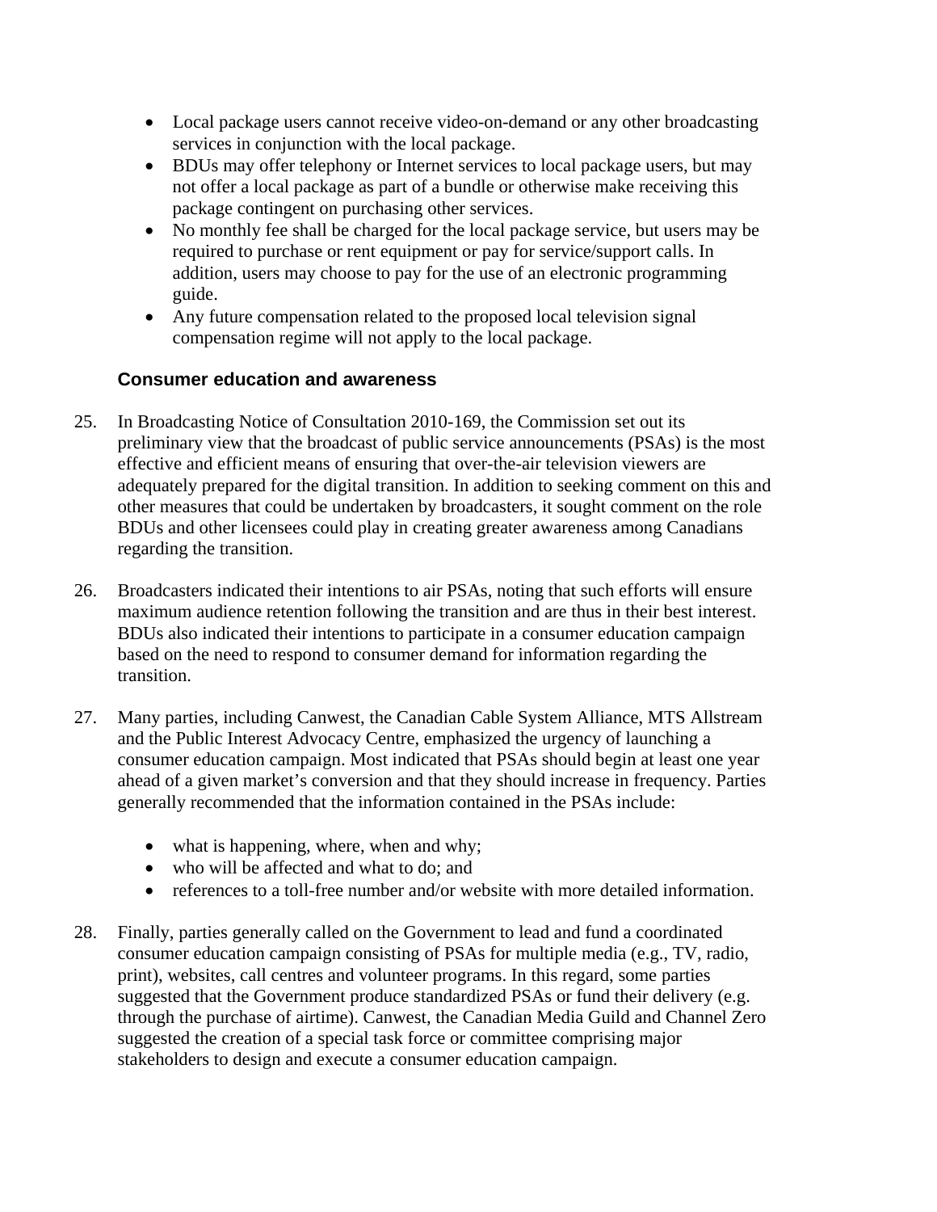- Local package users cannot receive video-on-demand or any other broadcasting services in conjunction with the local package.
- BDUs may offer telephony or Internet services to local package users, but may not offer a local package as part of a bundle or otherwise make receiving this package contingent on purchasing other services.
- No monthly fee shall be charged for the local package service, but users may be required to purchase or rent equipment or pay for service/support calls. In addition, users may choose to pay for the use of an electronic programming guide.
- Any future compensation related to the proposed local television signal compensation regime will not apply to the local package.

### Consumer education and awareness

25. In Broadcasting Notice of Consultation 2010-169, the Commission set out its preliminary view that the broadcast of public service announcements (PSAs) is the most effective and efficient means of ensuring that over-the-air television viewers are adequately prepared for the digital transition. In addition to seeking comment on this and other measures that could be undertaken by broadcasters, it sought comment on the role BDUs and other licensees could play in creating greater awareness among Canadians regarding the transition.

26. Broadcasters indicated their intentions to air PSAs, noting that such efforts will ensure maximum audience retention following the transition and are thus in their best interest. BDUs also indicated their intentions to participate in a consumer education campaign based on the need to respond to consumer demand for information regarding the transition.

27. Many parties, including Canwest, the Canadian Cable System Alliance, MTS Allstream and the Public Interest Advocacy Centre, emphasized the urgency of launching a consumer education campaign. Most indicated that PSAs should begin at least one year ahead of a given market's conversion and that they should increase in frequency. Parties generally recommended that the information contained in the PSAs include:

    - what is happening, where, when and why;
    - who will be affected and what to do; and
    - references to a toll-free number and/or website with more detailed information.

28. Finally, parties generally called on the Government to lead and fund a coordinated consumer education campaign consisting of PSAs for multiple media (e.g., TV, radio, print), websites, call centres and volunteer programs. In this regard, some parties suggested that the Government produce standardized PSAs or fund their delivery (e.g. through the purchase of airtime). Canwest, the Canadian Media Guild and Channel Zero suggested the creation of a special task force or committee comprising major stakeholders to design and execute a consumer education campaign.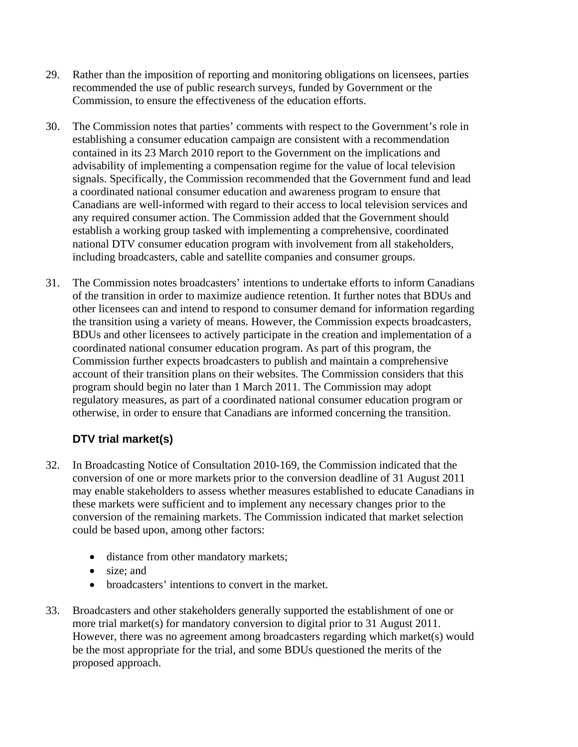29. Rather than the imposition of reporting and monitoring obligations on licensees, parties recommended the use of public research surveys, funded by Government or the Commission, to ensure the effectiveness of the education efforts.

30. The Commission notes that parties' comments with respect to the Government's role in establishing a consumer education campaign are consistent with a recommendation contained in its 23 March 2010 report to the Government on the implications and advisability of implementing a compensation regime for the value of local television signals. Specifically, the Commission recommended that the Government fund and lead a coordinated national consumer education and awareness program to ensure that Canadians are well-informed with regard to their access to local television services and any required consumer action. The Commission added that the Government should establish a working group tasked with implementing a comprehensive, coordinated national DTV consumer education program with involvement from all stakeholders, including broadcasters, cable and satellite companies and consumer groups.

31. The Commission notes broadcasters' intentions to undertake efforts to inform Canadians of the transition in order to maximize audience retention. It further notes that BDUs and other licensees can and intend to respond to consumer demand for information regarding the transition using a variety of means. However, the Commission expects broadcasters, BDUs and other licensees to actively participate in the creation and implementation of a coordinated national consumer education program. As part of this program, the Commission further expects broadcasters to publish and maintain a comprehensive account of their transition plans on their websites. The Commission considers that this program should begin no later than 1 March 2011. The Commission may adopt regulatory measures, as part of a coordinated national consumer education program or otherwise, in order to ensure that Canadians are informed concerning the transition.

### DTV trial market(s)

32. In Broadcasting Notice of Consultation 2010-169, the Commission indicated that the conversion of one or more markets prior to the conversion deadline of 31 August 2011 may enable stakeholders to assess whether measures established to educate Canadians in these markets were sufficient and to implement any necessary changes prior to the conversion of the remaining markets. The Commission indicated that market selection could be based upon, among other factors:

    - distance from other mandatory markets;
    - size; and
    - broadcasters' intentions to convert in the market.

33. Broadcasters and other stakeholders generally supported the establishment of one or more trial market(s) for mandatory conversion to digital prior to 31 August 2011. However, there was no agreement among broadcasters regarding which market(s) would be the most appropriate for the trial, and some BDUs questioned the merits of the proposed approach.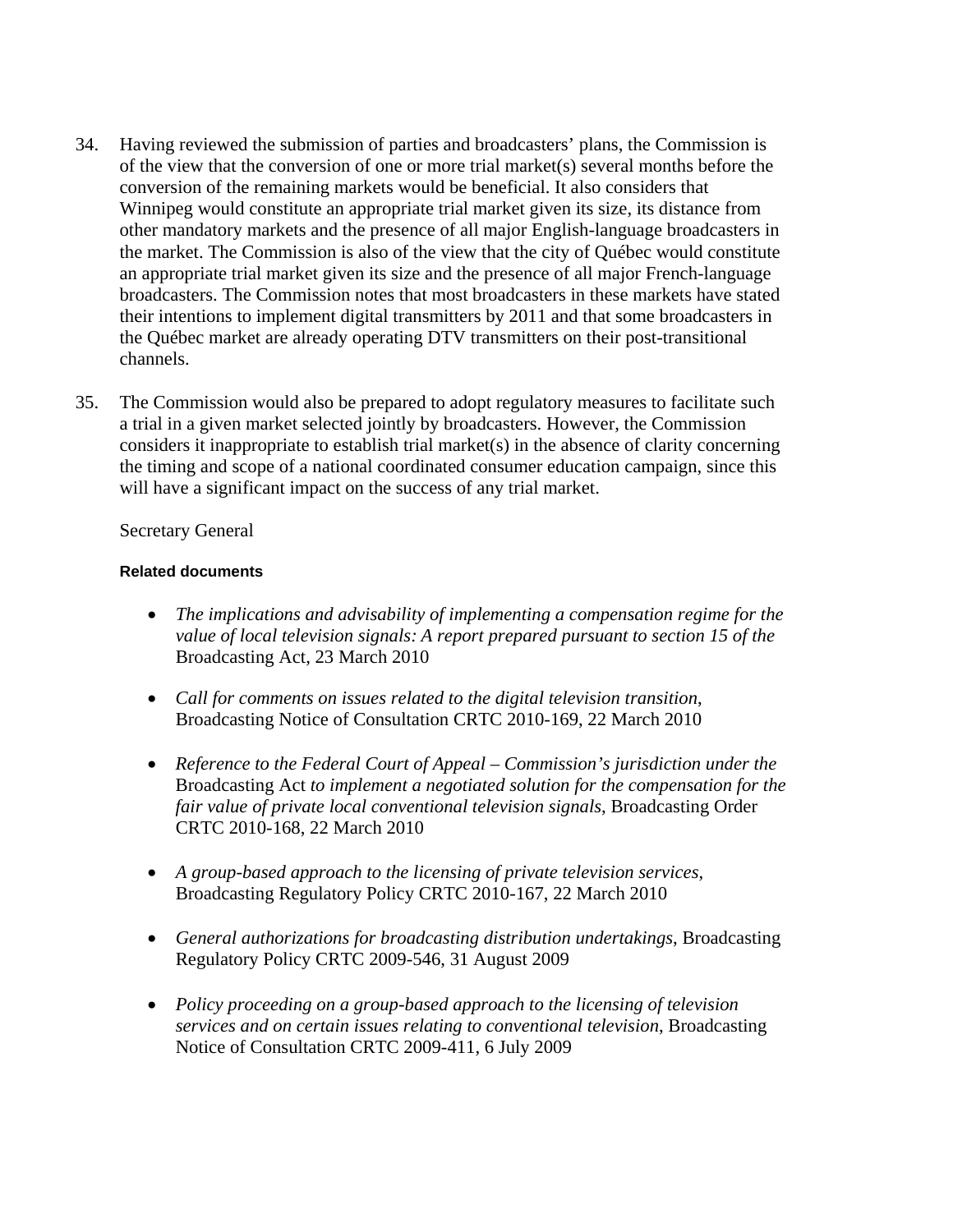34. Having reviewed the submission of parties and broadcasters' plans, the Commission is of the view that the conversion of one or more trial market(s) several months before the conversion of the remaining markets would be beneficial. It also considers that Winnipeg would constitute an appropriate trial market given its size, its distance from other mandatory markets and the presence of all major English-language broadcasters in the market. The Commission is also of the view that the city of Québec would constitute an appropriate trial market given its size and the presence of all major French-language broadcasters. The Commission notes that most broadcasters in these markets have stated their intentions to implement digital transmitters by 2011 and that some broadcasters in the Québec market are already operating DTV transmitters on their post-transitional channels.

35. The Commission would also be prepared to adopt regulatory measures to facilitate such a trial in a given market selected jointly by broadcasters. However, the Commission considers it inappropriate to establish trial market(s) in the absence of clarity concerning the timing and scope of a national coordinated consumer education campaign, since this will have a significant impact on the success of any trial market.

Secretary General

**Related documents**

- *The implications and advisability of implementing a compensation regime for the value of local television signals: A report prepared pursuant to section 15 of the* Broadcasting Act, 23 March 2010

- *Call for comments on issues related to the digital television transition*, Broadcasting Notice of Consultation CRTC 2010-169, 22 March 2010

- *Reference to the Federal Court of Appeal – Commission's jurisdiction under the* Broadcasting Act *to implement a negotiated solution for the compensation for the fair value of private local conventional television signals*, Broadcasting Order CRTC 2010-168, 22 March 2010

- *A group-based approach to the licensing of private television services*, Broadcasting Regulatory Policy CRTC 2010-167, 22 March 2010

- *General authorizations for broadcasting distribution undertakings*, Broadcasting Regulatory Policy CRTC 2009-546, 31 August 2009

- *Policy proceeding on a group-based approach to the licensing of television services and on certain issues relating to conventional television*, Broadcasting Notice of Consultation CRTC 2009-411, 6 July 2009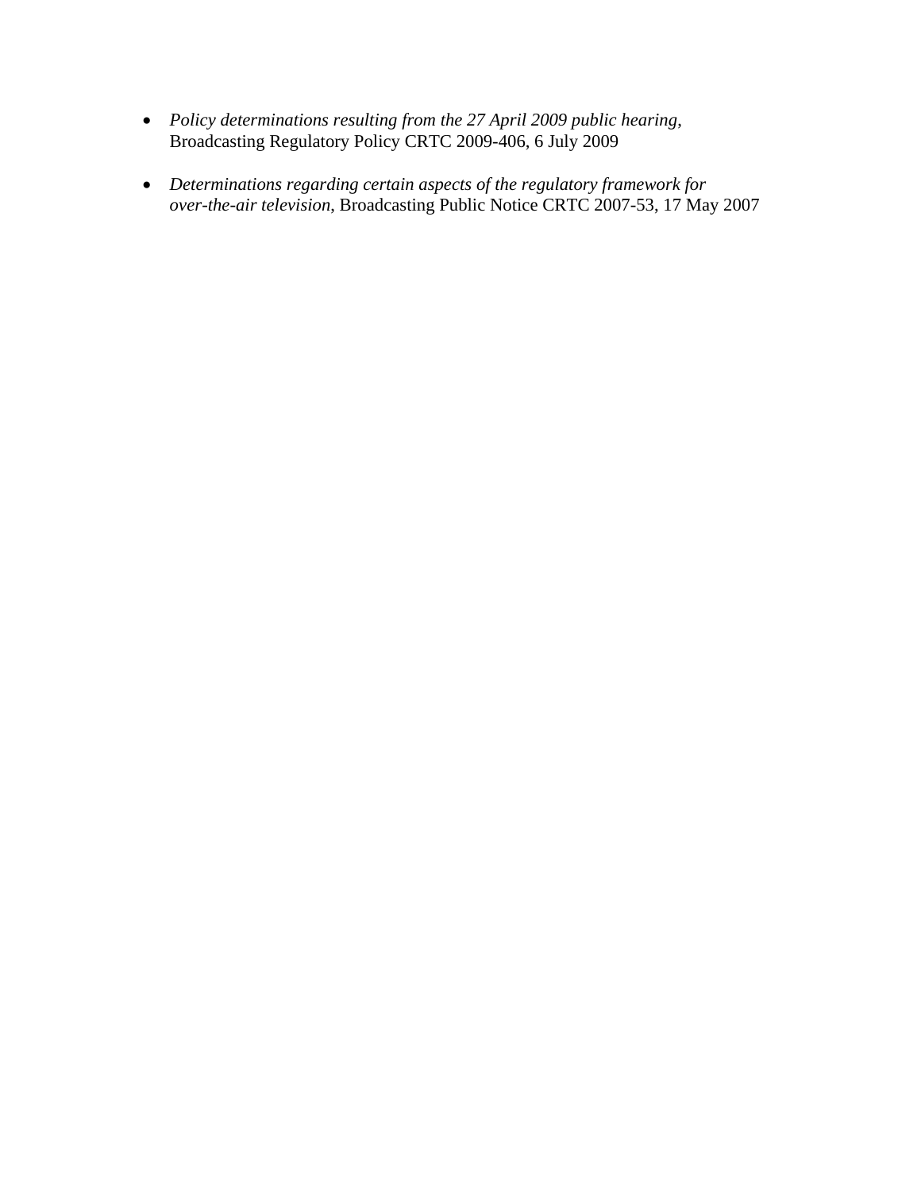- *Policy determinations resulting from the 27 April 2009 public hearing*, Broadcasting Regulatory Policy CRTC 2009-406, 6 July 2009

- *Determinations regarding certain aspects of the regulatory framework for over-the-air television*, Broadcasting Public Notice CRTC 2007-53, 17 May 2007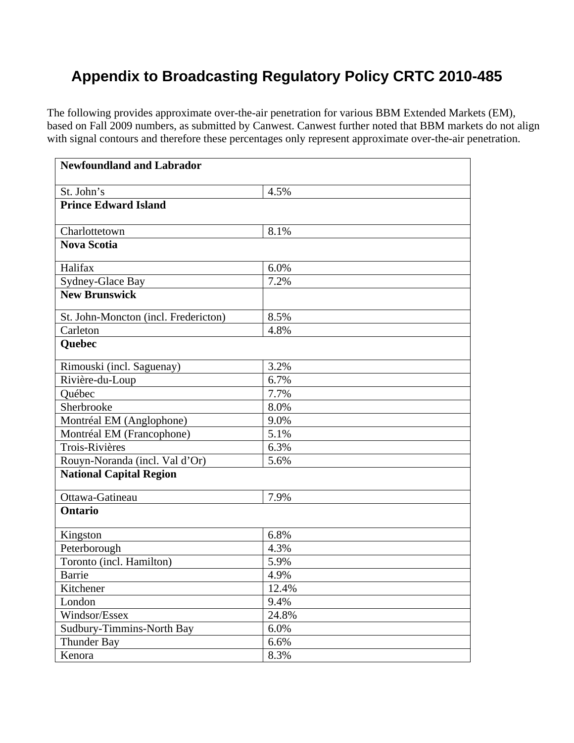# Appendix to Broadcasting Regulatory Policy CRTC 2010-485

The following provides approximate over-the-air penetration for various BBM Extended Markets (EM), based on Fall 2009 numbers, as submitted by Canwest. Canwest further noted that BBM markets do not align with signal contours and therefore these percentages only represent approximate over-the-air penetration.

| **Newfoundland and Labrador** | |
|---|---|
| St. John's | 4.5% |
| **Prince Edward Island** | |
| Charlottetown | 8.1% |
| **Nova Scotia** | |
| Halifax | 6.0% |
| Sydney-Glace Bay | 7.2% |
| **New Brunswick** | |
| St. John-Moncton (incl. Fredericton) | 8.5% |
| Carleton | 4.8% |
| **Quebec** | |
| Rimouski (incl. Saguenay) | 3.2% |
| Rivière-du-Loup | 6.7% |
| Québec | 7.7% |
| Sherbrooke | 8.0% |
| Montréal EM (Anglophone) | 9.0% |
| Montréal EM (Francophone) | 5.1% |
| Trois-Rivières | 6.3% |
| Rouyn-Noranda (incl. Val d'Or) | 5.6% |
| **National Capital Region** | |
| Ottawa-Gatineau | 7.9% |
| **Ontario** | |
| Kingston | 6.8% |
| Peterborough | 4.3% |
| Toronto (incl. Hamilton) | 5.9% |
| Barrie | 4.9% |
| Kitchener | 12.4% |
| London | 9.4% |
| Windsor/Essex | 24.8% |
| Sudbury-Timmins-North Bay | 6.0% |
| Thunder Bay | 6.6% |
| Kenora | 8.3% |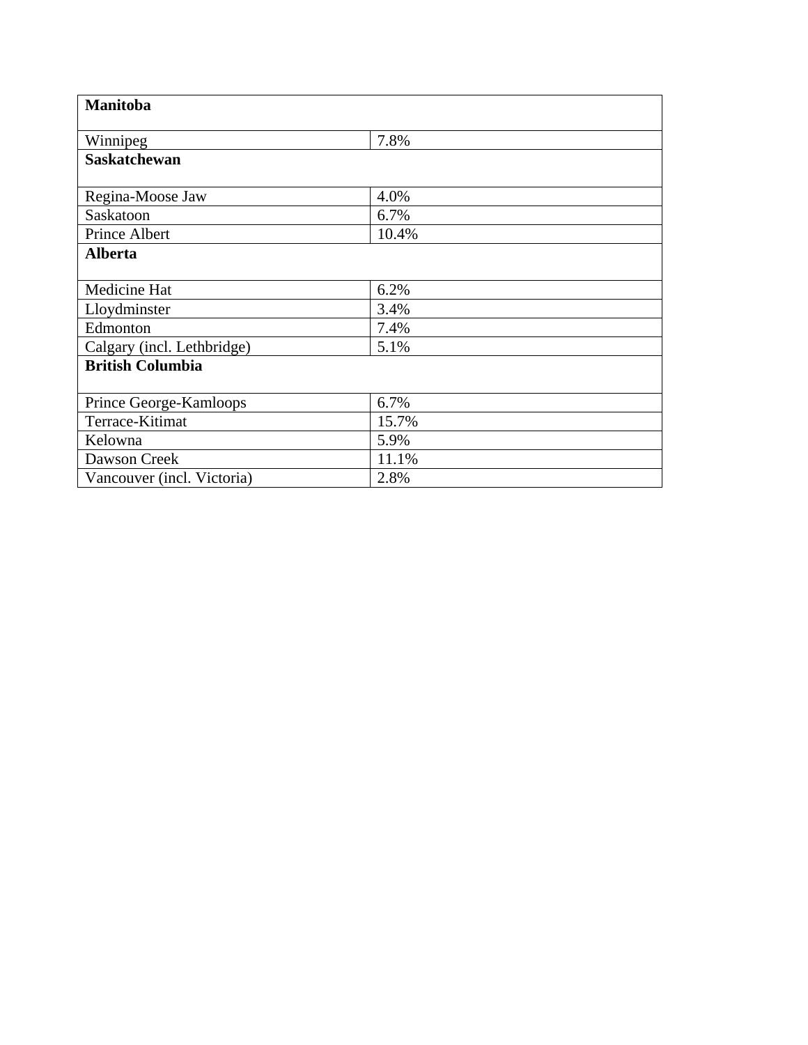| | |
|---|---|
| **Manitoba** | |
| Winnipeg | 7.8% |
| **Saskatchewan** | |
| Regina-Moose Jaw | 4.0% |
| Saskatoon | 6.7% |
| Prince Albert | 10.4% |
| **Alberta** | |
| Medicine Hat | 6.2% |
| Lloydminster | 3.4% |
| Edmonton | 7.4% |
| Calgary (incl. Lethbridge) | 5.1% |
| **British Columbia** | |
| Prince George-Kamloops | 6.7% |
| Terrace-Kitimat | 15.7% |
| Kelowna | 5.9% |
| Dawson Creek | 11.1% |
| Vancouver (incl. Victoria) | 2.8% |